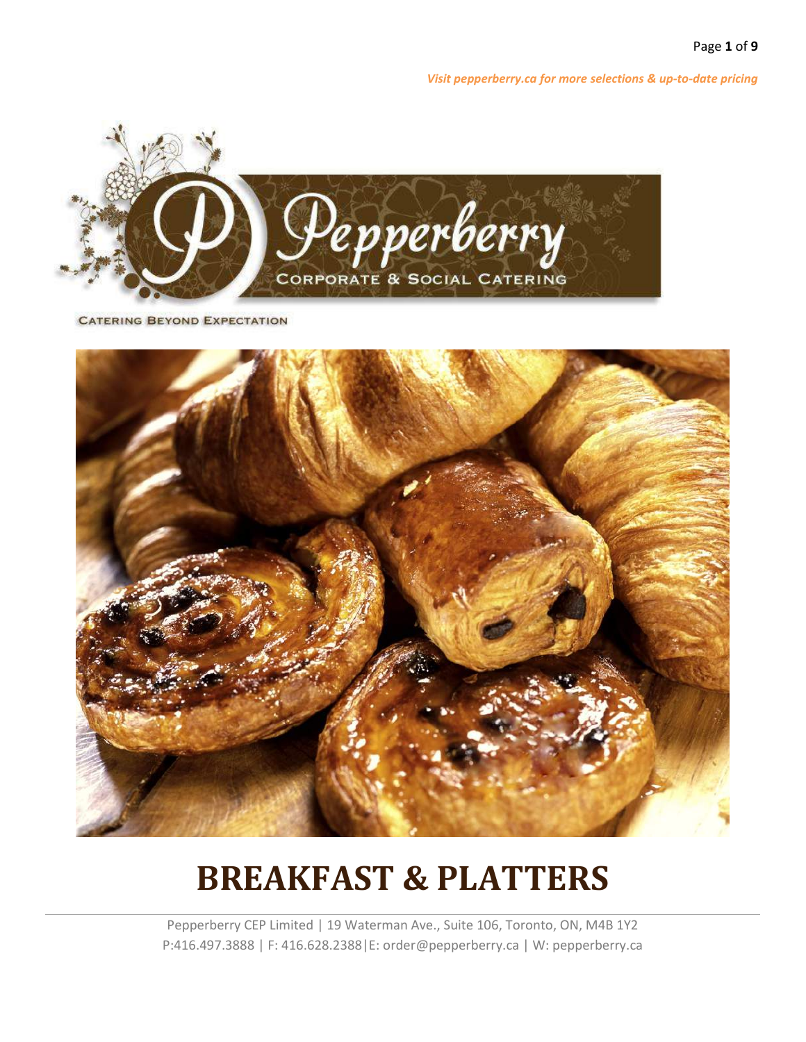*Visit pepperberry.ca for more selections & up-to-date pricing*

Pepperberry

CORPORATE & SOCIAL CATERING

CATERING BEYOND EXPECTATION

# BREAKFAST & PLATTERS

Pepperberry CEP Limited | 19 Waterman Ave., Suite 106, Toronto, ON, M4B 1Y2
P:416.497.3888 | F: 416.628.2388|E: order@pepperberry.ca | W: pepperberry.ca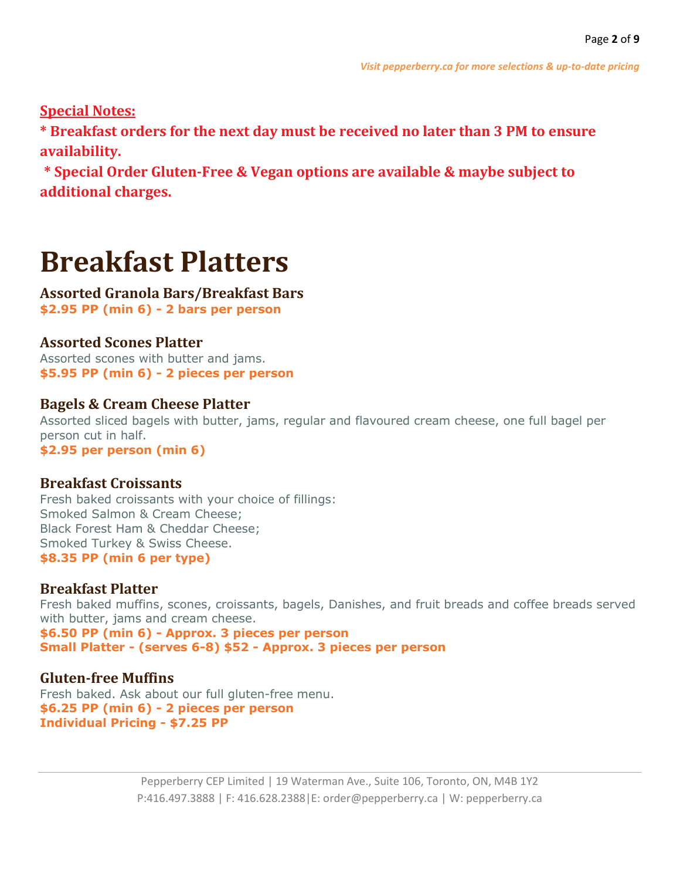**Special Notes:**

**\* Breakfast orders for the next day must be received no later than 3 PM to ensure availability.**

**\* Special Order Gluten-Free & Vegan options are available & maybe subject to additional charges.**

# Breakfast Platters

### Assorted Granola Bars/Breakfast Bars

**$2.95 PP (min 6) - 2 bars per person**

### Assorted Scones Platter

Assorted scones with butter and jams.

**$5.95 PP (min 6) - 2 pieces per person**

### Bagels & Cream Cheese Platter

Assorted sliced bagels with butter, jams, regular and flavoured cream cheese, one full bagel per person cut in half.

**$2.95 per person (min 6)**

### Breakfast Croissants

Fresh baked croissants with your choice of fillings:
Smoked Salmon & Cream Cheese;
Black Forest Ham & Cheddar Cheese;
Smoked Turkey & Swiss Cheese.

**$8.35 PP (min 6 per type)**

### Breakfast Platter

Fresh baked muffins, scones, croissants, bagels, Danishes, and fruit breads and coffee breads served with butter, jams and cream cheese.

**$6.50 PP (min 6) - Approx. 3 pieces per person**
**Small Platter - (serves 6-8) $52 - Approx. 3 pieces per person**

### Gluten-free Muffins

Fresh baked. Ask about our full gluten-free menu.

**$6.25 PP (min 6) - 2 pieces per person**
**Individual Pricing - $7.25 PP**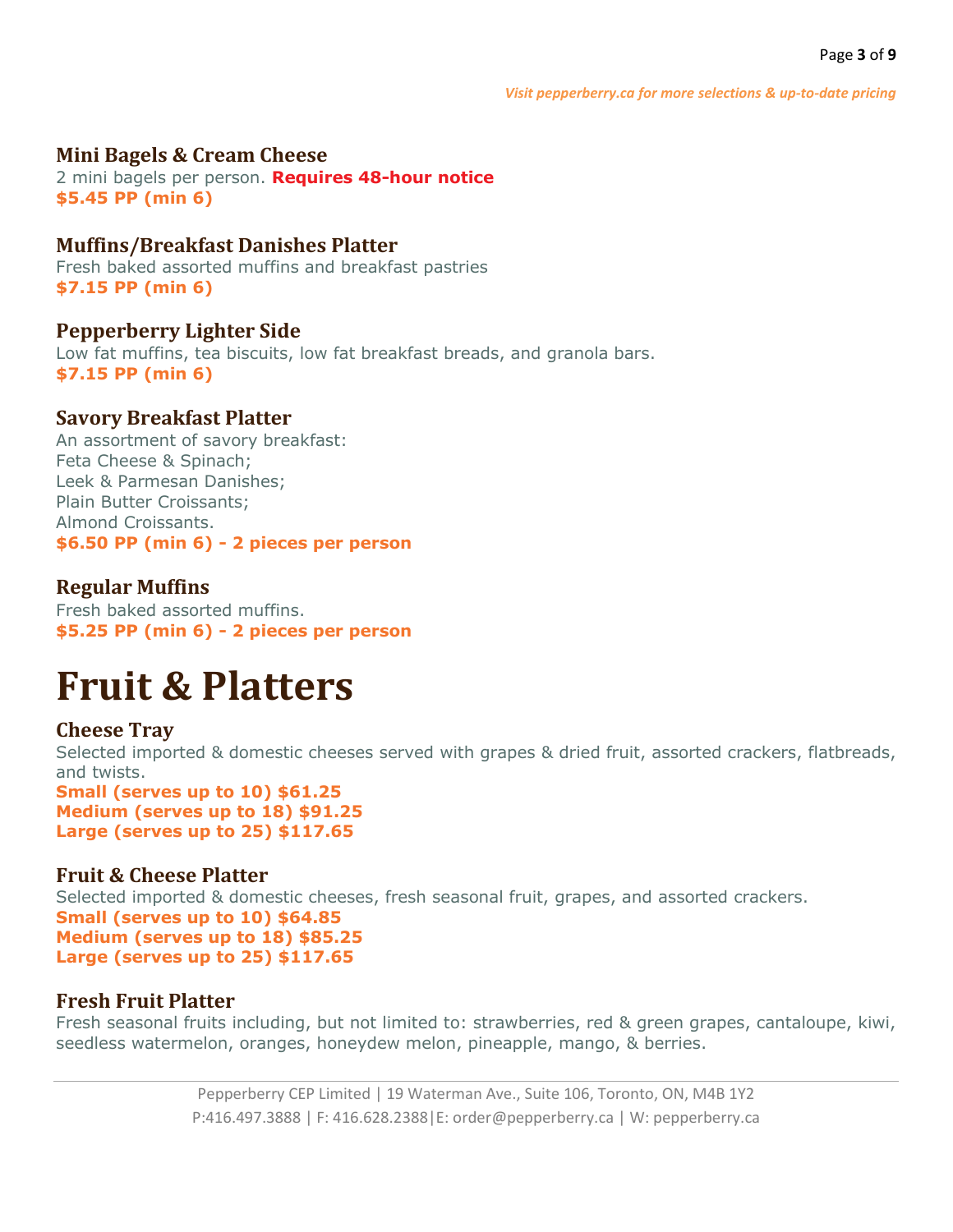### Mini Bagels & Cream Cheese

2 mini bagels per person. **Requires 48-hour notice**
**$5.45 PP (min 6)**

### Muffins/Breakfast Danishes Platter

Fresh baked assorted muffins and breakfast pastries
**$7.15 PP (min 6)**

### Pepperberry Lighter Side

Low fat muffins, tea biscuits, low fat breakfast breads, and granola bars.
**$7.15 PP (min 6)**

### Savory Breakfast Platter

An assortment of savory breakfast:
Feta Cheese & Spinach;
Leek & Parmesan Danishes;
Plain Butter Croissants;
Almond Croissants.
**$6.50 PP (min 6) - 2 pieces per person**

### Regular Muffins

Fresh baked assorted muffins.
**$5.25 PP (min 6) - 2 pieces per person**

# Fruit & Platters

### Cheese Tray

Selected imported & domestic cheeses served with grapes & dried fruit, assorted crackers, flatbreads, and twists.
**Small (serves up to 10) $61.25**
**Medium (serves up to 18) $91.25**
**Large (serves up to 25) $117.65**

### Fruit & Cheese Platter

Selected imported & domestic cheeses, fresh seasonal fruit, grapes, and assorted crackers.
**Small (serves up to 10) $64.85**
**Medium (serves up to 18) $85.25**
**Large (serves up to 25) $117.65**

### Fresh Fruit Platter

Fresh seasonal fruits including, but not limited to: strawberries, red & green grapes, cantaloupe, kiwi, seedless watermelon, oranges, honeydew melon, pineapple, mango, & berries.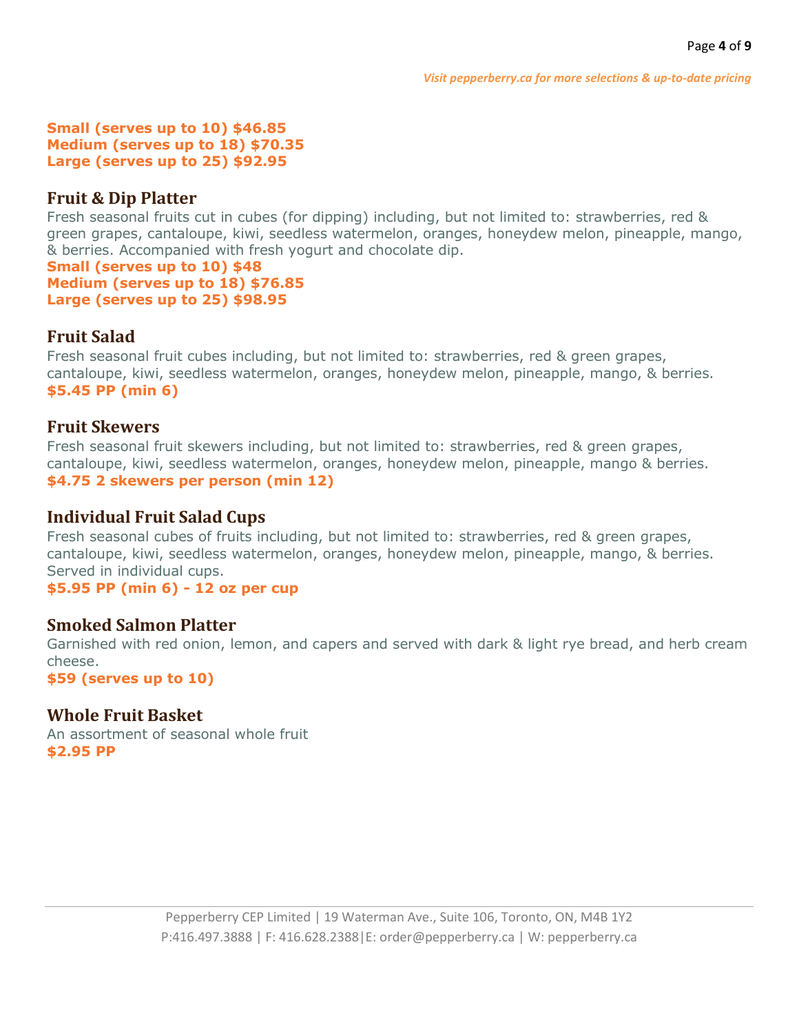**Small (serves up to 10) $46.85**
**Medium (serves up to 18) $70.35**
**Large (serves up to 25) $92.95**

### Fruit & Dip Platter

Fresh seasonal fruits cut in cubes (for dipping) including, but not limited to: strawberries, red & green grapes, cantaloupe, kiwi, seedless watermelon, oranges, honeydew melon, pineapple, mango, & berries. Accompanied with fresh yogurt and chocolate dip.
**Small (serves up to 10) $48**
**Medium (serves up to 18) $76.85**
**Large (serves up to 25) $98.95**

### Fruit Salad

Fresh seasonal fruit cubes including, but not limited to: strawberries, red & green grapes, cantaloupe, kiwi, seedless watermelon, oranges, honeydew melon, pineapple, mango, & berries.
**$5.45 PP (min 6)**

### Fruit Skewers

Fresh seasonal fruit skewers including, but not limited to: strawberries, red & green grapes, cantaloupe, kiwi, seedless watermelon, oranges, honeydew melon, pineapple, mango & berries.
**$4.75 2 skewers per person (min 12)**

### Individual Fruit Salad Cups

Fresh seasonal cubes of fruits including, but not limited to: strawberries, red & green grapes, cantaloupe, kiwi, seedless watermelon, oranges, honeydew melon, pineapple, mango, & berries. Served in individual cups.
**$5.95 PP (min 6) - 12 oz per cup**

### Smoked Salmon Platter

Garnished with red onion, lemon, and capers and served with dark & light rye bread, and herb cream cheese.
**$59 (serves up to 10)**

### Whole Fruit Basket

An assortment of seasonal whole fruit
**$2.95 PP**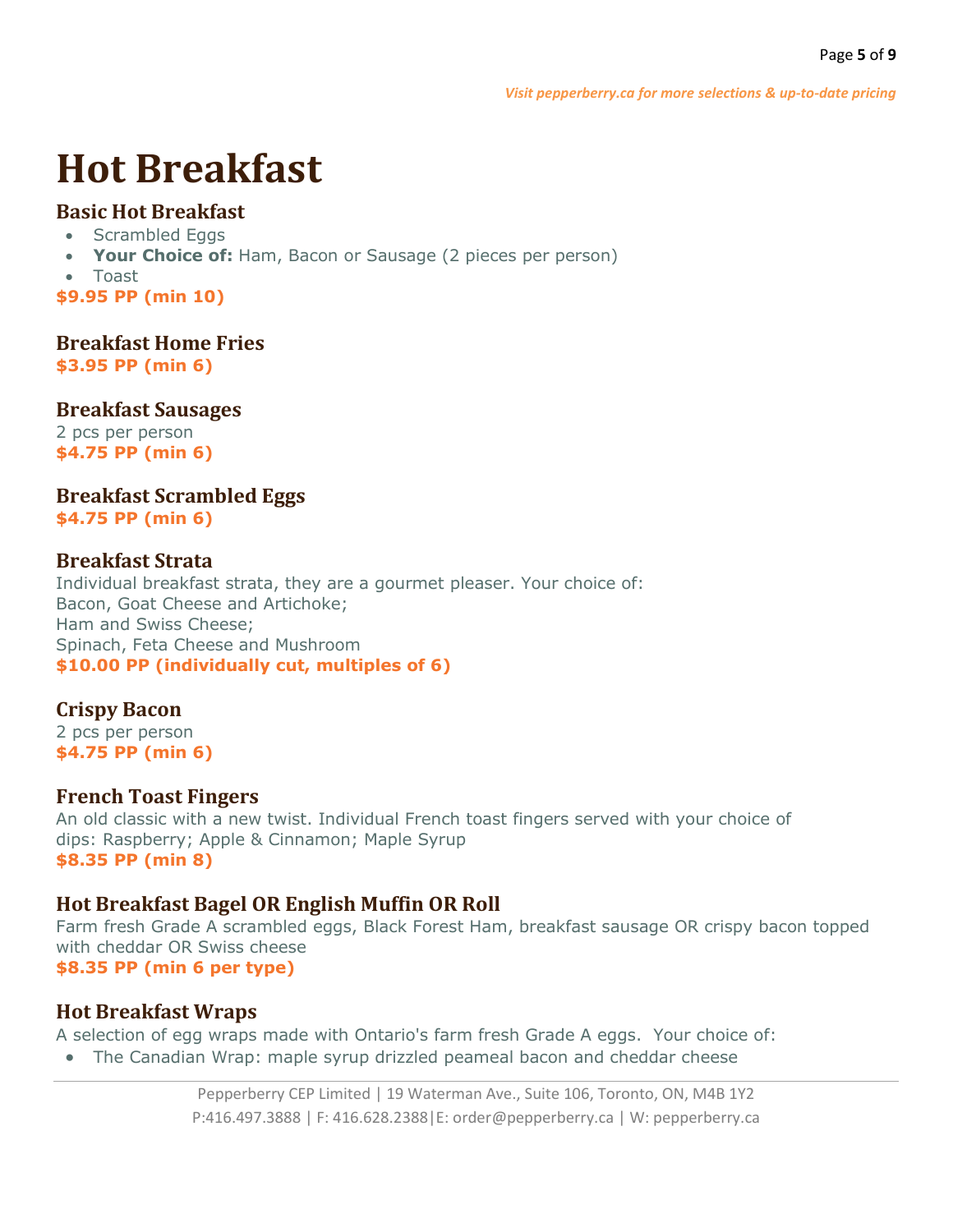# Hot Breakfast

### Basic Hot Breakfast

- Scrambled Eggs
- **Your Choice of:** Ham, Bacon or Sausage (2 pieces per person)
- Toast

**$9.95 PP (min 10)**

### Breakfast Home Fries

**$3.95 PP (min 6)**

### Breakfast Sausages

2 pcs per person

**$4.75 PP (min 6)**

### Breakfast Scrambled Eggs

**$4.75 PP (min 6)**

### Breakfast Strata

Individual breakfast strata, they are a gourmet pleaser. Your choice of:
Bacon, Goat Cheese and Artichoke;
Ham and Swiss Cheese;
Spinach, Feta Cheese and Mushroom

**$10.00 PP (individually cut, multiples of 6)**

### Crispy Bacon

2 pcs per person

**$4.75 PP (min 6)**

### French Toast Fingers

An old classic with a new twist. Individual French toast fingers served with your choice of dips: Raspberry; Apple & Cinnamon; Maple Syrup

**$8.35 PP (min 8)**

### Hot Breakfast Bagel OR English Muffin OR Roll

Farm fresh Grade A scrambled eggs, Black Forest Ham, breakfast sausage OR crispy bacon topped with cheddar OR Swiss cheese

**$8.35 PP (min 6 per type)**

### Hot Breakfast Wraps

A selection of egg wraps made with Ontario's farm fresh Grade A eggs. Your choice of:

- The Canadian Wrap: maple syrup drizzled peameal bacon and cheddar cheese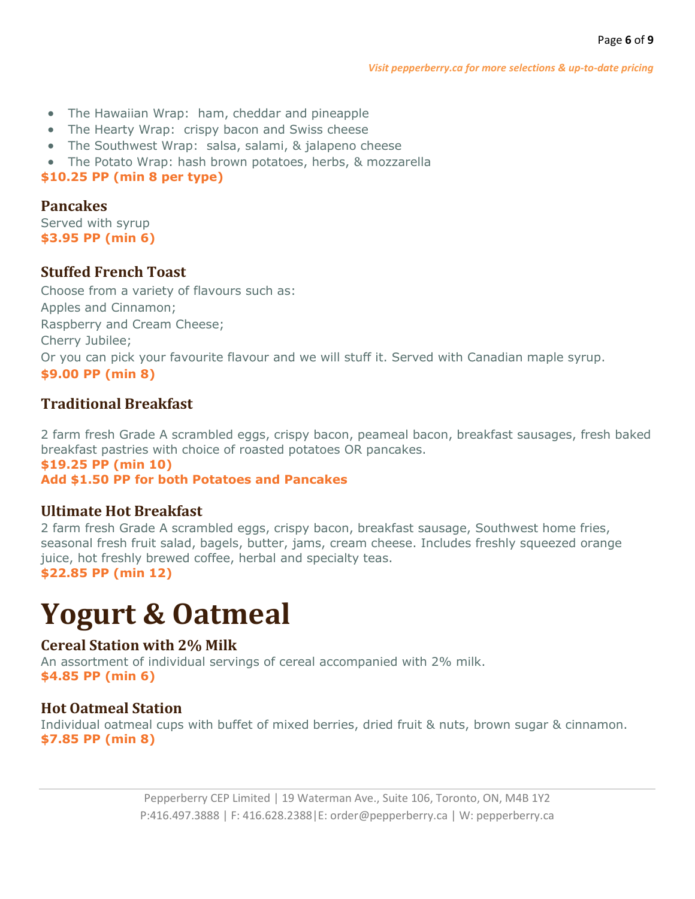- The Hawaiian Wrap: ham, cheddar and pineapple
- The Hearty Wrap: crispy bacon and Swiss cheese
- The Southwest Wrap: salsa, salami, & jalapeno cheese
- The Potato Wrap: hash brown potatoes, herbs, & mozzarella

**$10.25 PP (min 8 per type)**

### Pancakes

Served with syrup
**$3.95 PP (min 6)**

### Stuffed French Toast

Choose from a variety of flavours such as:
Apples and Cinnamon;
Raspberry and Cream Cheese;
Cherry Jubilee;
Or you can pick your favourite flavour and we will stuff it. Served with Canadian maple syrup.
**$9.00 PP (min 8)**

### Traditional Breakfast

2 farm fresh Grade A scrambled eggs, crispy bacon, peameal bacon, breakfast sausages, fresh baked breakfast pastries with choice of roasted potatoes OR pancakes.
**$19.25 PP (min 10)**
**Add $1.50 PP for both Potatoes and Pancakes**

### Ultimate Hot Breakfast

2 farm fresh Grade A scrambled eggs, crispy bacon, breakfast sausage, Southwest home fries, seasonal fresh fruit salad, bagels, butter, jams, cream cheese. Includes freshly squeezed orange juice, hot freshly brewed coffee, herbal and specialty teas.
**$22.85 PP (min 12)**

# Yogurt & Oatmeal

### Cereal Station with 2% Milk

An assortment of individual servings of cereal accompanied with 2% milk.
**$4.85 PP (min 6)**

### Hot Oatmeal Station

Individual oatmeal cups with buffet of mixed berries, dried fruit & nuts, brown sugar & cinnamon.
**$7.85 PP (min 8)**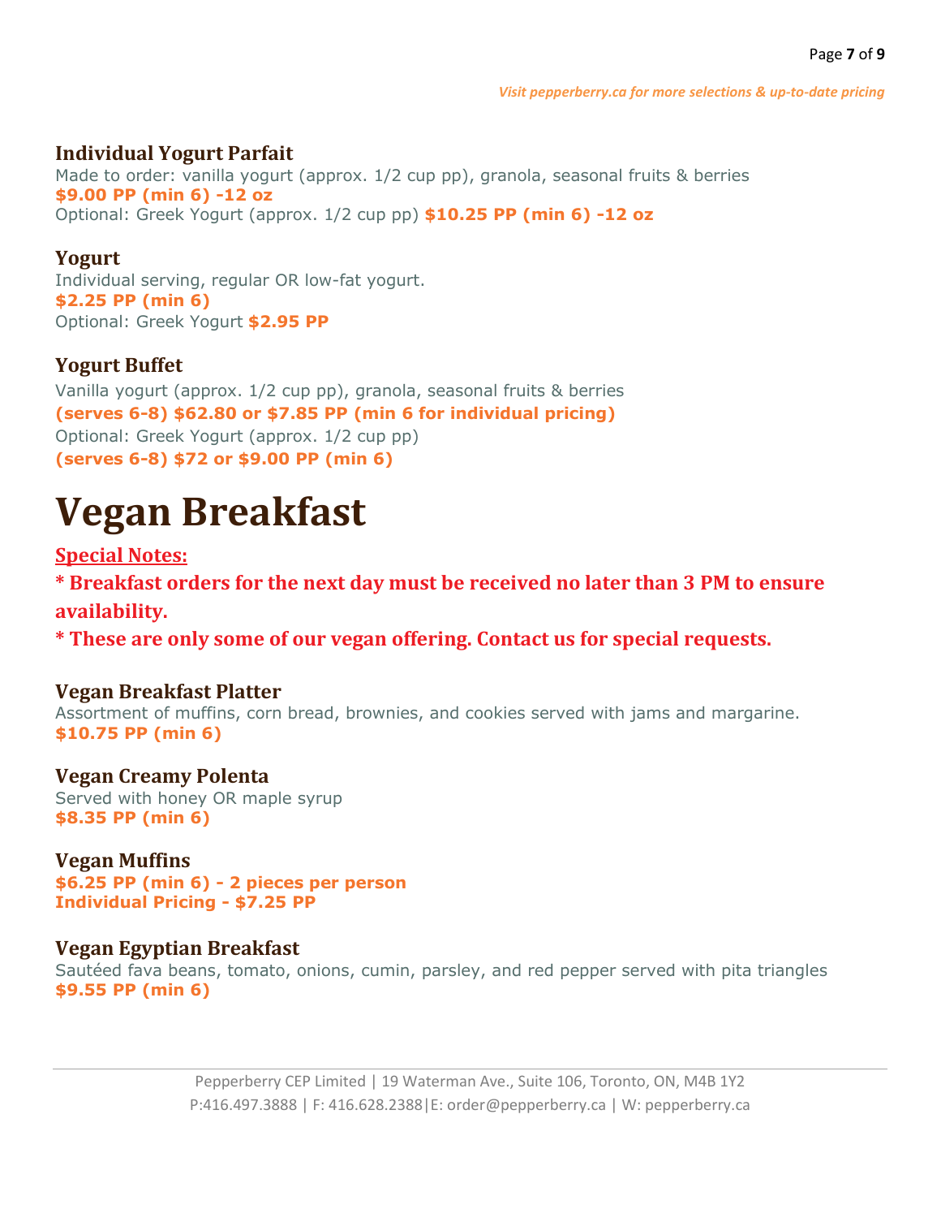### Individual Yogurt Parfait

Made to order: vanilla yogurt (approx. 1/2 cup pp), granola, seasonal fruits & berries
**$9.00 PP (min 6) -12 oz**
Optional: Greek Yogurt (approx. 1/2 cup pp) **$10.25 PP (min 6) -12 oz**

### Yogurt

Individual serving, regular OR low-fat yogurt.
**$2.25 PP (min 6)**
Optional: Greek Yogurt **$2.95 PP**

### Yogurt Buffet

Vanilla yogurt (approx. 1/2 cup pp), granola, seasonal fruits & berries
**(serves 6-8) $62.80 or $7.85 PP (min 6 for individual pricing)**
Optional: Greek Yogurt (approx. 1/2 cup pp)
**(serves 6-8) $72 or $9.00 PP (min 6)**

# Vegan Breakfast

**Special Notes:**

**\* Breakfast orders for the next day must be received no later than 3 PM to ensure availability.**

**\* These are only some of our vegan offering. Contact us for special requests.**

### Vegan Breakfast Platter

Assortment of muffins, corn bread, brownies, and cookies served with jams and margarine.
**$10.75 PP (min 6)**

### Vegan Creamy Polenta

Served with honey OR maple syrup
**$8.35 PP (min 6)**

### Vegan Muffins

**$6.25 PP (min 6) - 2 pieces per person**
**Individual Pricing - $7.25 PP**

### Vegan Egyptian Breakfast

Sautéed fava beans, tomato, onions, cumin, parsley, and red pepper served with pita triangles
**$9.55 PP (min 6)**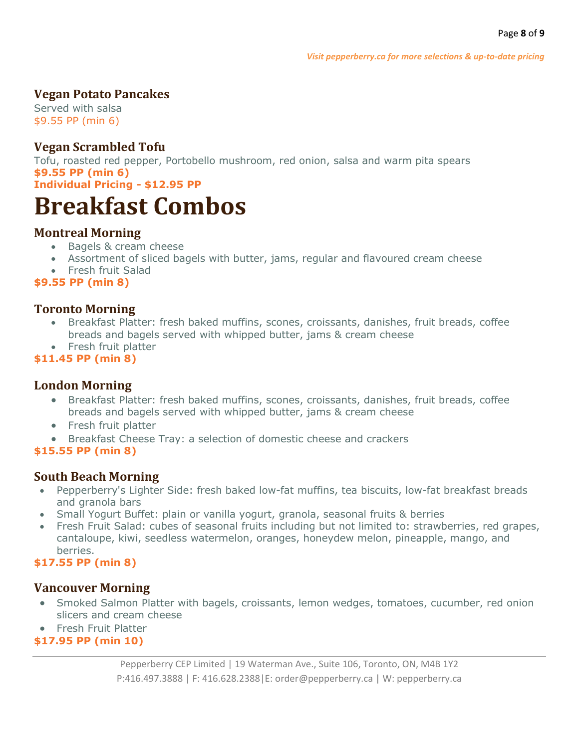*Visit pepperberry.ca for more selections & up-to-date pricing*

### Vegan Potato Pancakes

Served with salsa

$9.55 PP (min 6)

### Vegan Scrambled Tofu

Tofu, roasted red pepper, Portobello mushroom, red onion, salsa and warm pita spears

**$9.55 PP (min 6)**

**Individual Pricing - $12.95 PP**

# Breakfast Combos

### Montreal Morning

- Bagels & cream cheese
- Assortment of sliced bagels with butter, jams, regular and flavoured cream cheese
- Fresh fruit Salad

**$9.55 PP (min 8)**

### Toronto Morning

- Breakfast Platter: fresh baked muffins, scones, croissants, danishes, fruit breads, coffee breads and bagels served with whipped butter, jams & cream cheese
- Fresh fruit platter

**$11.45 PP (min 8)**

### London Morning

- Breakfast Platter: fresh baked muffins, scones, croissants, danishes, fruit breads, coffee breads and bagels served with whipped butter, jams & cream cheese
- Fresh fruit platter
- Breakfast Cheese Tray: a selection of domestic cheese and crackers

**$15.55 PP (min 8)**

### South Beach Morning

- Pepperberry's Lighter Side: fresh baked low-fat muffins, tea biscuits, low-fat breakfast breads and granola bars
- Small Yogurt Buffet: plain or vanilla yogurt, granola, seasonal fruits & berries
- Fresh Fruit Salad: cubes of seasonal fruits including but not limited to: strawberries, red grapes, cantaloupe, kiwi, seedless watermelon, oranges, honeydew melon, pineapple, mango, and berries.

**$17.55 PP (min 8)**

### Vancouver Morning

- Smoked Salmon Platter with bagels, croissants, lemon wedges, tomatoes, cucumber, red onion slicers and cream cheese
- Fresh Fruit Platter

**$17.95 PP (min 10)**

Pepperberry CEP Limited | 19 Waterman Ave., Suite 106, Toronto, ON, M4B 1Y2
P:416.497.3888 | F: 416.628.2388|E: order@pepperberry.ca | W: pepperberry.ca